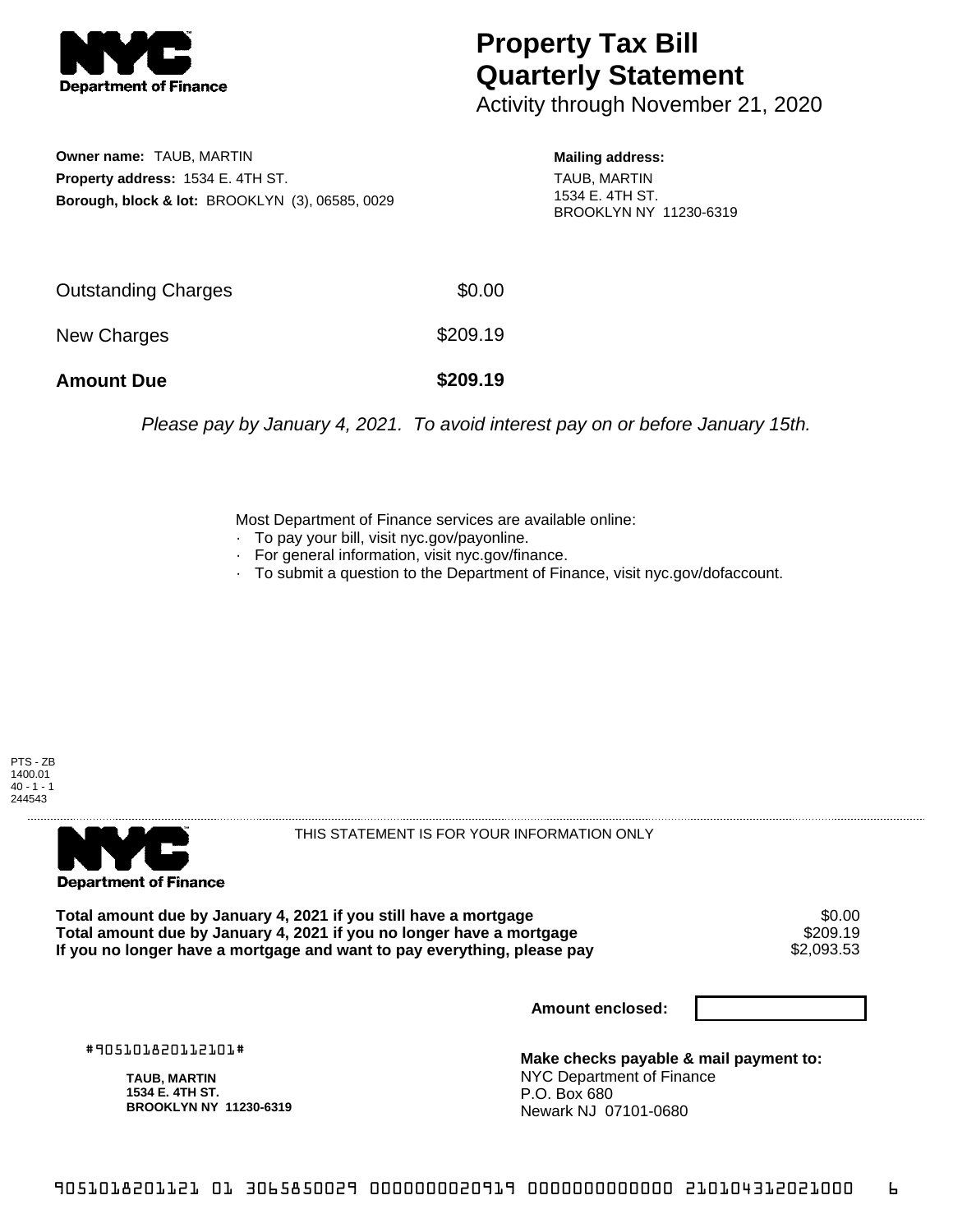**Department of Finance**

# Property Tax Bill Quarterly Statement

Activity through November 21, 2020

**Owner name:** TAUB, MARTIN
**Property address:** 1534 E. 4TH ST.
**Borough, block & lot:** BROOKLYN (3), 06585, 0029

**Mailing address:**
TAUB, MARTIN
1534 E. 4TH ST.
BROOKLYN NY 11230-6319

| | |
|---|---|
| Outstanding Charges | $0.00 |
| New Charges | $209.19 |
| **Amount Due** | **$209.19** |

*Please pay by January 4, 2021. To avoid interest pay on or before January 15th.*

Most Department of Finance services are available online:
- To pay your bill, visit nyc.gov/payonline.
- For general information, visit nyc.gov/finance.
- To submit a question to the Department of Finance, visit nyc.gov/dofaccount.

PTS - ZB
1400.01
40 - 1 - 1
244543

**Department of Finance**

THIS STATEMENT IS FOR YOUR INFORMATION ONLY

| | |
|---|---|
| **Total amount due by January 4, 2021 if you still have a mortgage** | $0.00 |
| **Total amount due by January 4, 2021 if you no longer have a mortgage** | $209.19 |
| **If you no longer have a mortgage and want to pay everything, please pay** | $2,093.53 |

**Amount enclosed:**

#905101820112101#

**TAUB, MARTIN**
**1534 E. 4TH ST.**
**BROOKLYN NY 11230-6319**

**Make checks payable & mail payment to:**
NYC Department of Finance
P.O. Box 680
Newark NJ 07101-0680

9051018201121 01 3065850029 0000000020919 0000000000000 210104312021000 6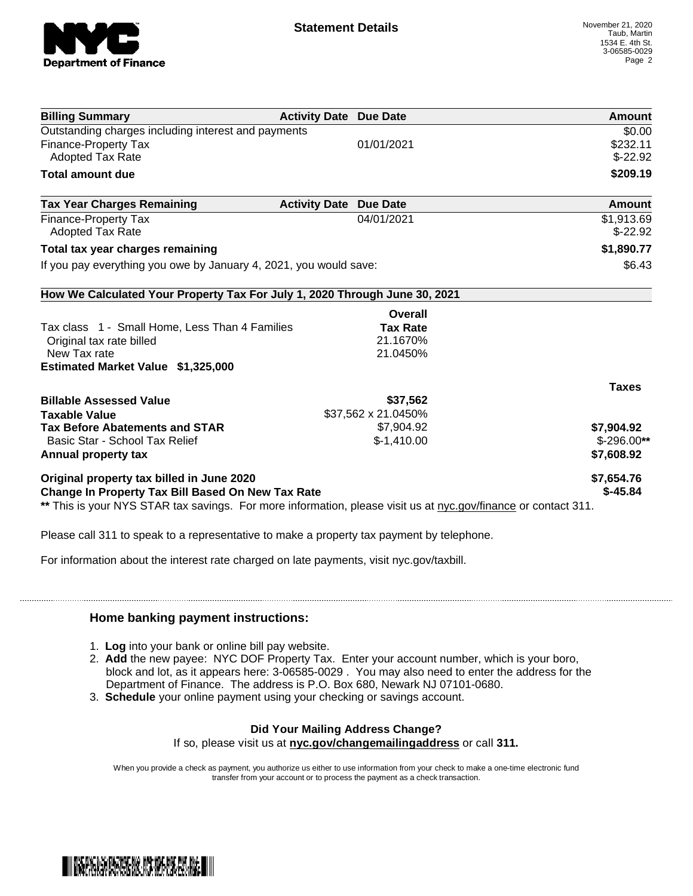# Statement Details

November 21, 2020
Taub, Martin
1534 E. 4th St.
3-06585-0029

| Billing Summary | Activity Date | Due Date | Amount |
| --- | --- | --- | --- |
| Outstanding charges including interest and payments | | | $0.00 |
| Finance-Property Tax | | 01/01/2021 | $232.11 |
| Adopted Tax Rate | | | $-22.92 |
| **Total amount due** | | | **$209.19** |

| Tax Year Charges Remaining | Activity Date | Due Date | Amount |
| --- | --- | --- | --- |
| Finance-Property Tax | | 04/01/2021 | $1,913.69 |
| Adopted Tax Rate | | | $-22.92 |
| **Total tax year charges remaining** | | | **$1,890.77** |
| If you pay everything you owe by January 4, 2021, you would save: | | | $6.43 |

**How We Calculated Your Property Tax For July 1, 2020 Through June 30, 2021**

| | Overall Tax Rate | |
| --- | --- | --- |
| Tax class 1 - Small Home, Less Than 4 Families | | |
| Original tax rate billed | 21.1670% | |
| New Tax rate | 21.0450% | |
| **Estimated Market Value $1,325,000** | | |
| | | **Taxes** |
| **Billable Assessed Value** | **$37,562** | |
| **Taxable Value** | $37,562 x 21.0450% | |
| **Tax Before Abatements and STAR** | $7,904.92 | **$7,904.92** |
| Basic Star - School Tax Relief | $-1,410.00 | $-296.00** |
| **Annual property tax** | | **$7,608.92** |
| **Original property tax billed in June 2020** | | **$7,654.76** |
| **Change In Property Tax Bill Based On New Tax Rate** | | **$-45.84** |

** This is your NYS STAR tax savings. For more information, please visit us at nyc.gov/finance or contact 311.

Please call 311 to speak to a representative to make a property tax payment by telephone.

For information about the interest rate charged on late payments, visit nyc.gov/taxbill.

### Home banking payment instructions:

1. **Log** into your bank or online bill pay website.
2. **Add** the new payee: NYC DOF Property Tax. Enter your account number, which is your boro, block and lot, as it appears here: 3-06585-0029 . You may also need to enter the address for the Department of Finance. The address is P.O. Box 680, Newark NJ 07101-0680.
3. **Schedule** your online payment using your checking or savings account.

**Did Your Mailing Address Change?**

If so, please visit us at **nyc.gov/changemailingaddress** or call **311.**

When you provide a check as payment, you authorize us either to use information from your check to make a one-time electronic fund transfer from your account or to process the payment as a check transaction.